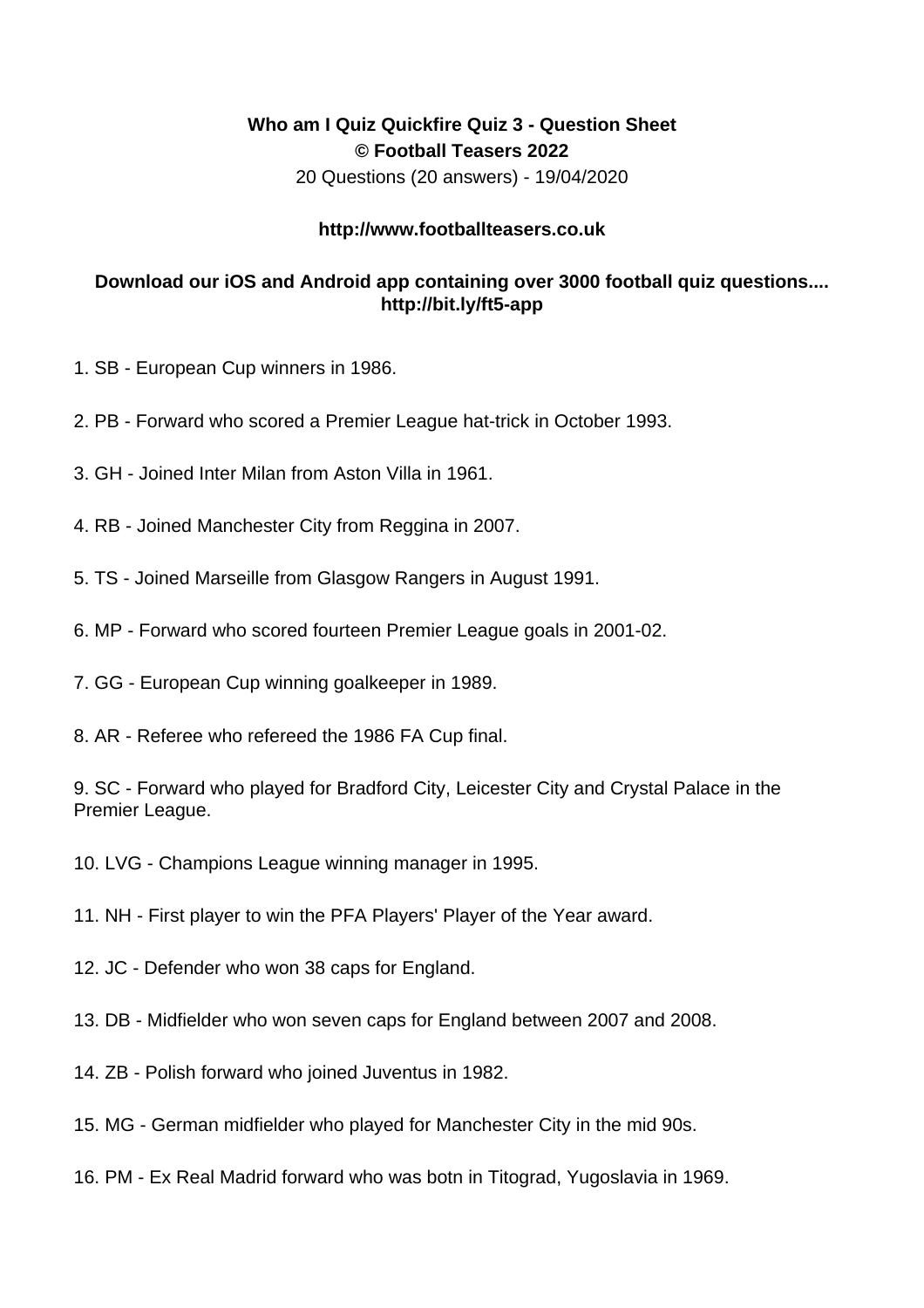**Who am I Quiz Quickfire Quiz 3 - Question Sheet**
**© Football Teasers 2022**
20 Questions (20 answers) - 19/04/2020

**http://www.footballteasers.co.uk**

**Download our iOS and Android app containing over 3000 football quiz questions.... http://bit.ly/ft5-app**

1. SB - European Cup winners in 1986.

2. PB - Forward who scored a Premier League hat-trick in October 1993.

3. GH - Joined Inter Milan from Aston Villa in 1961.

4. RB - Joined Manchester City from Reggina in 2007.

5. TS - Joined Marseille from Glasgow Rangers in August 1991.

6. MP - Forward who scored fourteen Premier League goals in 2001-02.

7. GG - European Cup winning goalkeeper in 1989.

8. AR - Referee who refereed the 1986 FA Cup final.

9. SC - Forward who played for Bradford City, Leicester City and Crystal Palace in the Premier League.

10. LVG - Champions League winning manager in 1995.

11. NH - First player to win the PFA Players' Player of the Year award.

12. JC - Defender who won 38 caps for England.

13. DB - Midfielder who won seven caps for England between 2007 and 2008.

14. ZB - Polish forward who joined Juventus in 1982.

15. MG - German midfielder who played for Manchester City in the mid 90s.

16. PM - Ex Real Madrid forward who was botn in Titograd, Yugoslavia in 1969.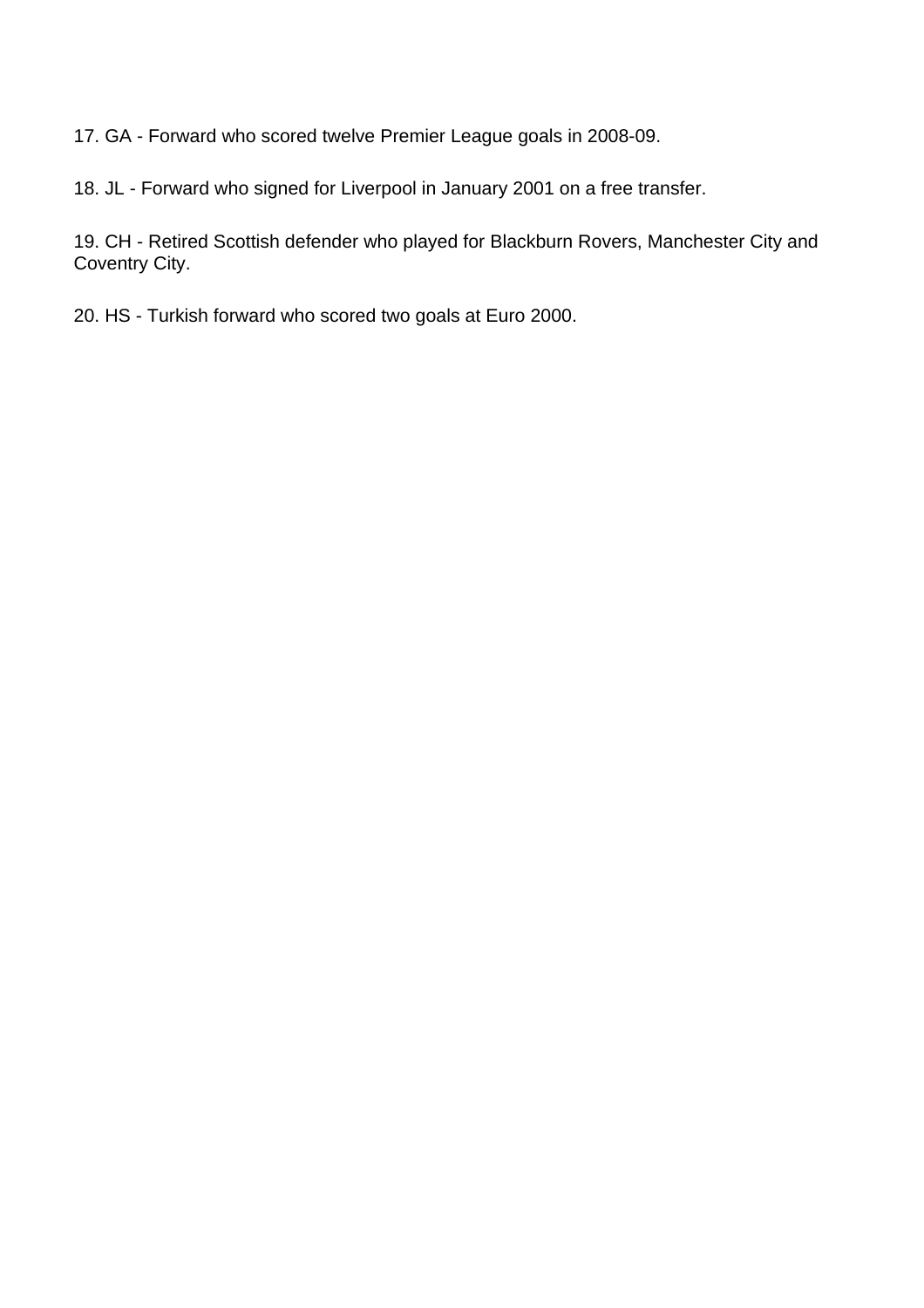17. GA - Forward who scored twelve Premier League goals in 2008-09.

18. JL - Forward who signed for Liverpool in January 2001 on a free transfer.

19. CH - Retired Scottish defender who played for Blackburn Rovers, Manchester City and Coventry City.

20. HS - Turkish forward who scored two goals at Euro 2000.